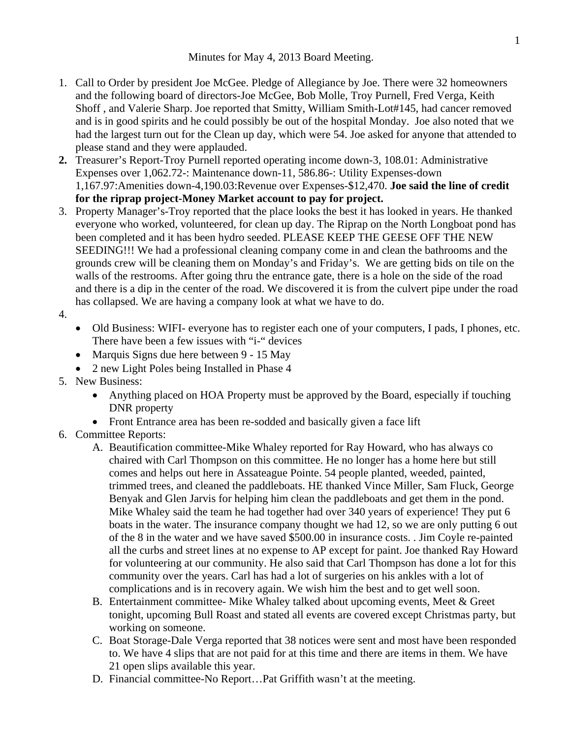Minutes for May 4, 2013 Board Meeting.

1. Call to Order by president Joe McGee. Pledge of Allegiance by Joe. There were 32 homeowners and the following board of directors-Joe McGee, Bob Molle, Troy Purnell, Fred Verga, Keith Shoff , and Valerie Sharp. Joe reported that Smitty, William Smith-Lot#145, had cancer removed and is in good spirits and he could possibly be out of the hospital Monday. Joe also noted that we had the largest turn out for the Clean up day, which were 54. Joe asked for anyone that attended to please stand and they were applauded.
2. Treasurer's Report-Troy Purnell reported operating income down-3, 108.01: Administrative Expenses over 1,062.72-: Maintenance down-11, 586.86-: Utility Expenses-down 1,167.97:Amenities down-4,190.03:Revenue over Expenses-$12,470. **Joe said the line of credit for the riprap project-Money Market account to pay for project.**
3. Property Manager's-Troy reported that the place looks the best it has looked in years. He thanked everyone who worked, volunteered, for clean up day. The Riprap on the North Longboat pond has been completed and it has been hydro seeded. PLEASE KEEP THE GEESE OFF THE NEW SEEDING!!! We had a professional cleaning company come in and clean the bathrooms and the grounds crew will be cleaning them on Monday's and Friday's. We are getting bids on tile on the walls of the restrooms. After going thru the entrance gate, there is a hole on the side of the road and there is a dip in the center of the road. We discovered it is from the culvert pipe under the road has collapsed. We are having a company look at what we have to do.
4. 
   - Old Business: WIFI- everyone has to register each one of your computers, I pads, I phones, etc. There have been a few issues with "i-" devices
   - Marquis Signs due here between 9 - 15 May
   - 2 new Light Poles being Installed in Phase 4
5. New Business:
   - Anything placed on HOA Property must be approved by the Board, especially if touching DNR property
   - Front Entrance area has been re-sodded and basically given a face lift
6. Committee Reports:
   A. Beautification committee-Mike Whaley reported for Ray Howard, who has always co chaired with Carl Thompson on this committee. He no longer has a home here but still comes and helps out here in Assateague Pointe. 54 people planted, weeded, painted, trimmed trees, and cleaned the paddleboats. HE thanked Vince Miller, Sam Fluck, George Benyak and Glen Jarvis for helping him clean the paddleboats and get them in the pond. Mike Whaley said the team he had together had over 340 years of experience! They put 6 boats in the water. The insurance company thought we had 12, so we are only putting 6 out of the 8 in the water and we have saved $500.00 in insurance costs. . Jim Coyle re-painted all the curbs and street lines at no expense to AP except for paint. Joe thanked Ray Howard for volunteering at our community. He also said that Carl Thompson has done a lot for this community over the years. Carl has had a lot of surgeries on his ankles with a lot of complications and is in recovery again. We wish him the best and to get well soon.

   B. Entertainment committee- Mike Whaley talked about upcoming events, Meet & Greet tonight, upcoming Bull Roast and stated all events are covered except Christmas party, but working on someone.

   C. Boat Storage-Dale Verga reported that 38 notices were sent and most have been responded to. We have 4 slips that are not paid for at this time and there are items in them. We have 21 open slips available this year.

   D. Financial committee-No Report…Pat Griffith wasn't at the meeting.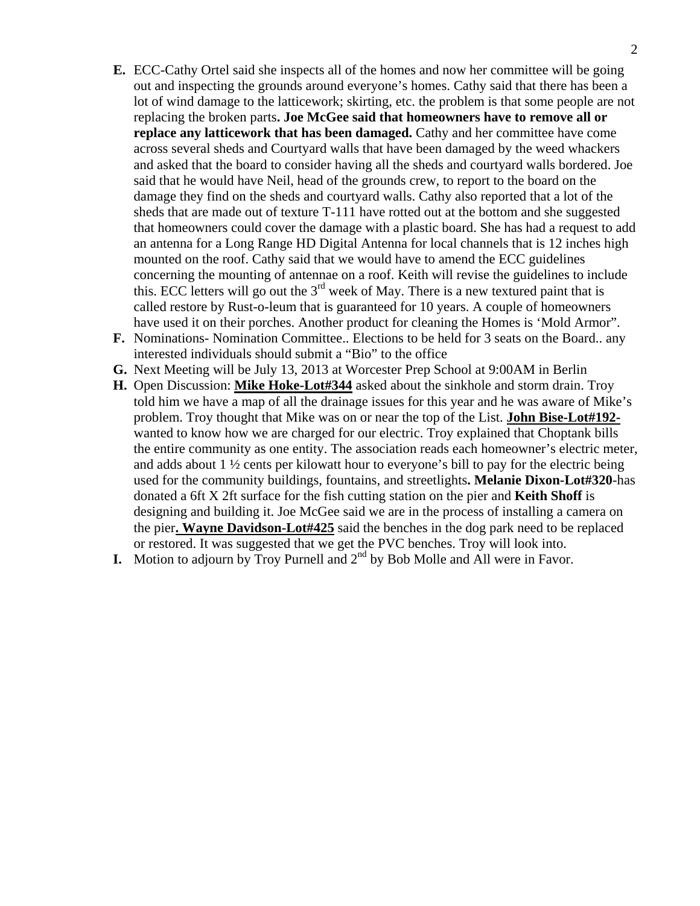**E.** ECC-Cathy Ortel said she inspects all of the homes and now her committee will be going out and inspecting the grounds around everyone's homes. Cathy said that there has been a lot of wind damage to the latticework; skirting, etc. the problem is that some people are not replacing the broken parts**. Joe McGee said that homeowners have to remove all or replace any latticework that has been damaged.** Cathy and her committee have come across several sheds and Courtyard walls that have been damaged by the weed whackers and asked that the board to consider having all the sheds and courtyard walls bordered. Joe said that he would have Neil, head of the grounds crew, to report to the board on the damage they find on the sheds and courtyard walls. Cathy also reported that a lot of the sheds that are made out of texture T-111 have rotted out at the bottom and she suggested that homeowners could cover the damage with a plastic board. She has had a request to add an antenna for a Long Range HD Digital Antenna for local channels that is 12 inches high mounted on the roof. Cathy said that we would have to amend the ECC guidelines concerning the mounting of antennae on a roof. Keith will revise the guidelines to include this. ECC letters will go out the 3rd week of May. There is a new textured paint that is called restore by Rust-o-leum that is guaranteed for 10 years. A couple of homeowners have used it on their porches. Another product for cleaning the Homes is 'Mold Armor".

**F.** Nominations- Nomination Committee.. Elections to be held for 3 seats on the Board.. any interested individuals should submit a "Bio" to the office

**G.** Next Meeting will be July 13, 2013 at Worcester Prep School at 9:00AM in Berlin

**H.** Open Discussion: **Mike Hoke-Lot#344** asked about the sinkhole and storm drain. Troy told him we have a map of all the drainage issues for this year and he was aware of Mike's problem. Troy thought that Mike was on or near the top of the List. **John Bise-Lot#192-** wanted to know how we are charged for our electric. Troy explained that Choptank bills the entire community as one entity. The association reads each homeowner's electric meter, and adds about 1 ½ cents per kilowatt hour to everyone's bill to pay for the electric being used for the community buildings, fountains, and streetlights**. Melanie Dixon-Lot#320**-has donated a 6ft X 2ft surface for the fish cutting station on the pier and **Keith Shoff** is designing and building it. Joe McGee said we are in the process of installing a camera on the pier**. Wayne Davidson-Lot#425** said the benches in the dog park need to be replaced or restored. It was suggested that we get the PVC benches. Troy will look into.

**I.** Motion to adjourn by Troy Purnell and 2nd by Bob Molle and All were in Favor.